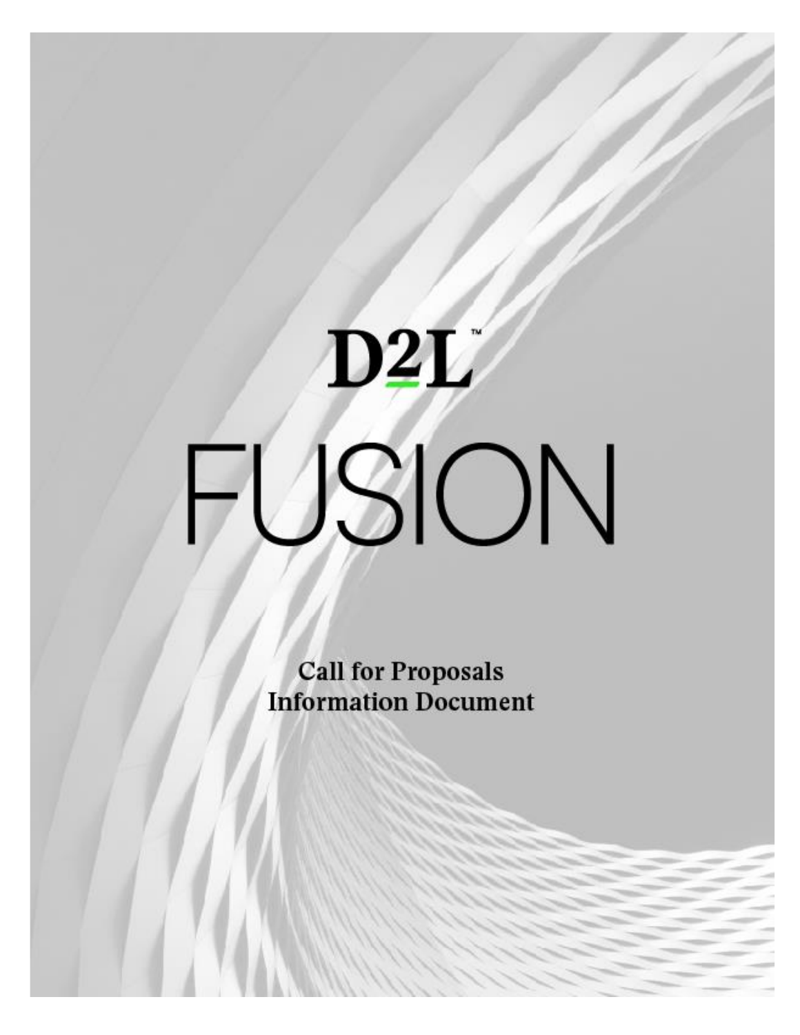# D2L™

# FUSION

**Call for Proposals**
**Information Document**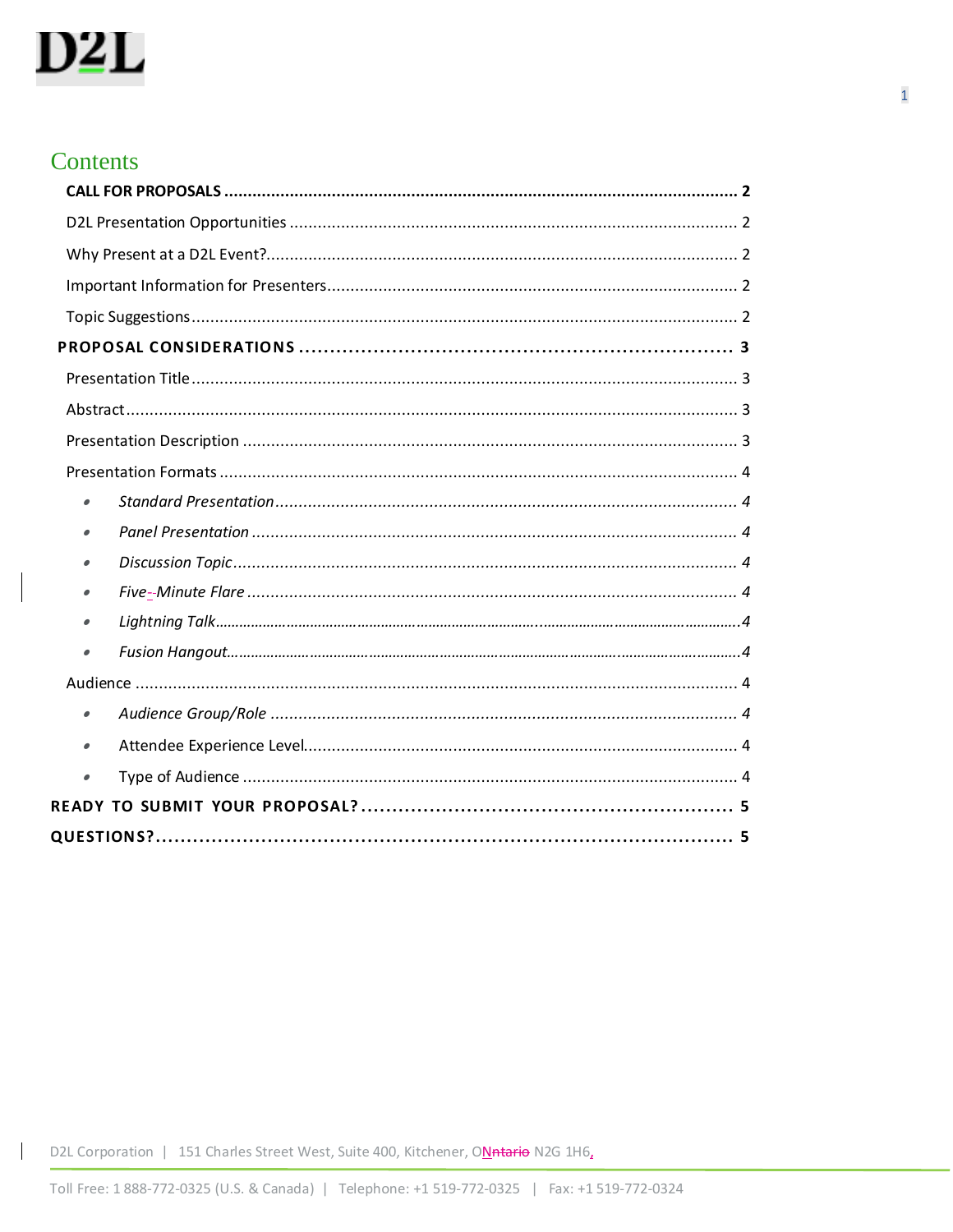# Contents

**CALL FOR PROPOSALS** .......... 2

D2L Presentation Opportunities .......... 2

Why Present at a D2L Event? .......... 2

Important Information for Presenters .......... 2

Topic Suggestions .......... 2

**PROPOSAL CONSIDERATIONS** .......... 3

Presentation Title .......... 3

Abstract .......... 3

Presentation Description .......... 3

Presentation Formats .......... 4

- *Standard Presentation* .......... 4
- *Panel Presentation* .......... 4
- *Discussion Topic* .......... 4
- *Five-Minute Flare* .......... 4
- *Lightning Talk* .......... 4
- *Fusion Hangout* .......... 4

Audience .......... 4

- *Audience Group/Role* .......... 4
- Attendee Experience Level .......... 4
- Type of Audience .......... 4

**READY TO SUBMIT YOUR PROPOSAL?** .......... 5

**QUESTIONS?** .......... 5

D2L Corporation | 151 Charles Street West, Suite 400, Kitchener, ON N2G 1H6,

Toll Free: 1 888-772-0325 (U.S. & Canada) | Telephone: +1 519-772-0325 | Fax: +1 519-772-0324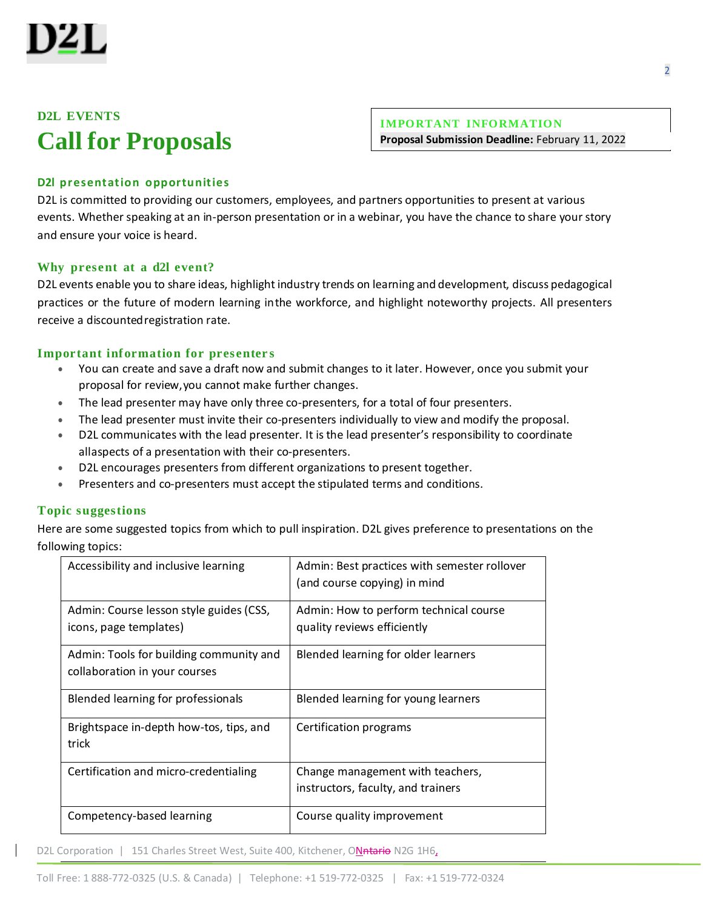D2L EVENTS

# Call for Proposals

**IMPORTANT INFORMATION**

**Proposal Submission Deadline:** February 11, 2022

### D2l presentation opportunities

D2L is committed to providing our customers, employees, and partners opportunities to present at various events. Whether speaking at an in-person presentation or in a webinar, you have the chance to share your story and ensure your voice is heard.

### Why present at a d2l event?

D2L events enable you to share ideas, highlight industry trends on learning and development, discuss pedagogical practices or the future of modern learning in the workforce, and highlight noteworthy projects. All presenters receive a discounted registration rate.

### Important information for presenters

- You can create and save a draft now and submit changes to it later. However, once you submit your proposal for review, you cannot make further changes.
- The lead presenter may have only three co-presenters, for a total of four presenters.
- The lead presenter must invite their co-presenters individually to view and modify the proposal.
- D2L communicates with the lead presenter. It is the lead presenter's responsibility to coordinate all aspects of a presentation with their co-presenters.
- D2L encourages presenters from different organizations to present together.
- Presenters and co-presenters must accept the stipulated terms and conditions.

### Topic suggestions

Here are some suggested topics from which to pull inspiration. D2L gives preference to presentations on the following topics:

| | |
|---|---|
| Accessibility and inclusive learning | Admin: Best practices with semester rollover (and course copying) in mind |
| Admin: Course lesson style guides (CSS, icons, page templates) | Admin: How to perform technical course quality reviews efficiently |
| Admin: Tools for building community and collaboration in your courses | Blended learning for older learners |
| Blended learning for professionals | Blended learning for young learners |
| Brightspace in-depth how-tos, tips, and trick | Certification programs |
| Certification and micro-credentialing | Change management with teachers, instructors, faculty, and trainers |
| Competency-based learning | Course quality improvement |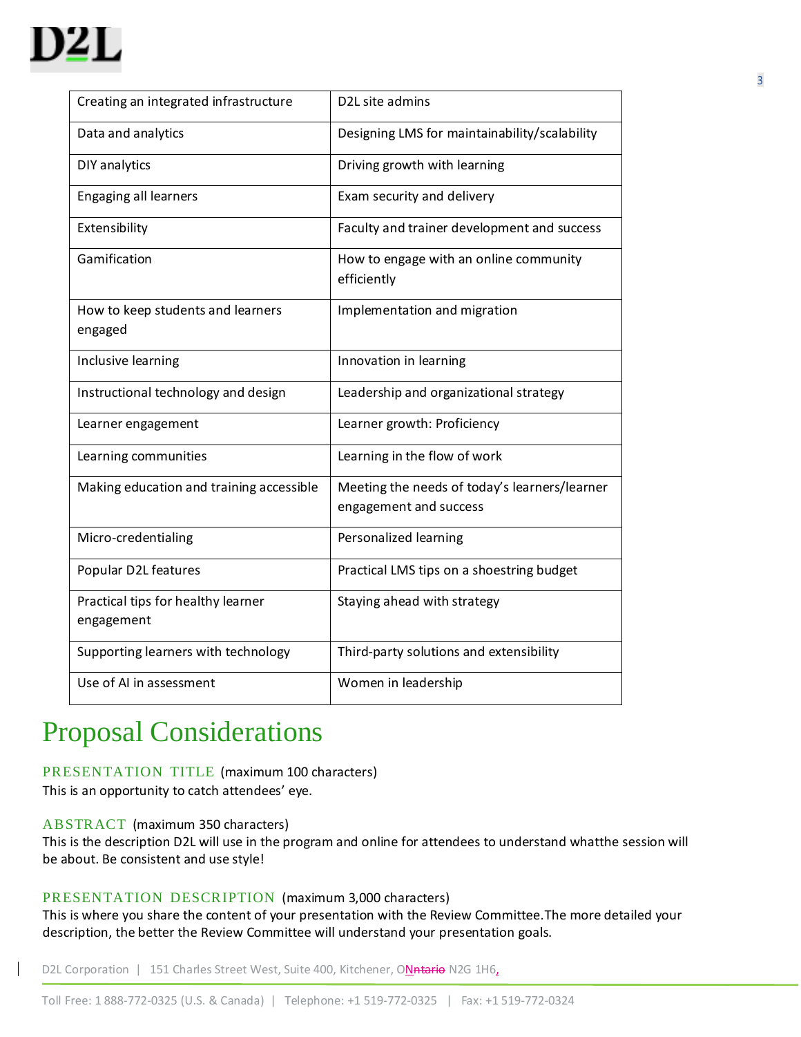| Creating an integrated infrastructure | D2L site admins |
|---|---|
| Data and analytics | Designing LMS for maintainability/scalability |
| DIY analytics | Driving growth with learning |
| Engaging all learners | Exam security and delivery |
| Extensibility | Faculty and trainer development and success |
| Gamification | How to engage with an online community efficiently |
| How to keep students and learners engaged | Implementation and migration |
| Inclusive learning | Innovation in learning |
| Instructional technology and design | Leadership and organizational strategy |
| Learner engagement | Learner growth: Proficiency |
| Learning communities | Learning in the flow of work |
| Making education and training accessible | Meeting the needs of today's learners/learner engagement and success |
| Micro-credentialing | Personalized learning |
| Popular D2L features | Practical LMS tips on a shoestring budget |
| Practical tips for healthy learner engagement | Staying ahead with strategy |
| Supporting learners with technology | Third-party solutions and extensibility |
| Use of AI in assessment | Women in leadership |

# Proposal Considerations

### PRESENTATION TITLE (maximum 100 characters)

This is an opportunity to catch attendees' eye.

### ABSTRACT (maximum 350 characters)

This is the description D2L will use in the program and online for attendees to understand whatthe session will be about. Be consistent and use style!

### PRESENTATION DESCRIPTION (maximum 3,000 characters)

This is where you share the content of your presentation with the Review Committee.The more detailed your description, the better the Review Committee will understand your presentation goals.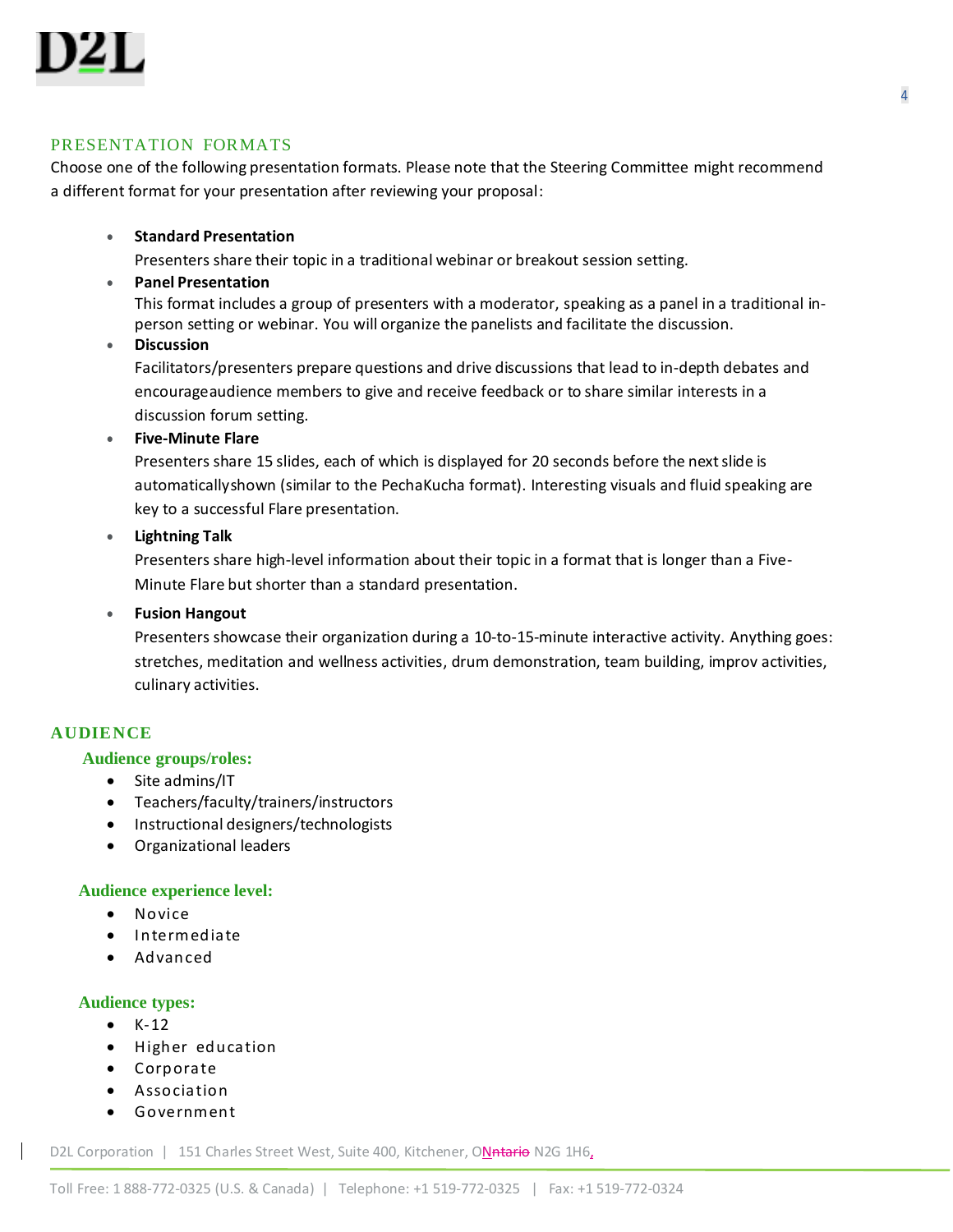## PRESENTATION FORMATS

Choose one of the following presentation formats. Please note that the Steering Committee might recommend a different format for your presentation after reviewing your proposal:

- **Standard Presentation**
  Presenters share their topic in a traditional webinar or breakout session setting.
- **Panel Presentation**
  This format includes a group of presenters with a moderator, speaking as a panel in a traditional in-person setting or webinar. You will organize the panelists and facilitate the discussion.
- **Discussion**
  Facilitators/presenters prepare questions and drive discussions that lead to in-depth debates and encourageaudience members to give and receive feedback or to share similar interests in a discussion forum setting.
- **Five-Minute Flare**
  Presenters share 15 slides, each of which is displayed for 20 seconds before the next slide is automaticallyshown (similar to the PechaKucha format). Interesting visuals and fluid speaking are key to a successful Flare presentation.
- **Lightning Talk**
  Presenters share high-level information about their topic in a format that is longer than a Five-Minute Flare but shorter than a standard presentation.
- **Fusion Hangout**
  Presenters showcase their organization during a 10-to-15-minute interactive activity. Anything goes: stretches, meditation and wellness activities, drum demonstration, team building, improv activities, culinary activities.

## AUDIENCE

### Audience groups/roles:

- Site admins/IT
- Teachers/faculty/trainers/instructors
- Instructional designers/technologists
- Organizational leaders

### Audience experience level:

- Novice
- Intermediate
- Advanced

### Audience types:

- K-12
- Higher education
- Corporate
- Association
- Government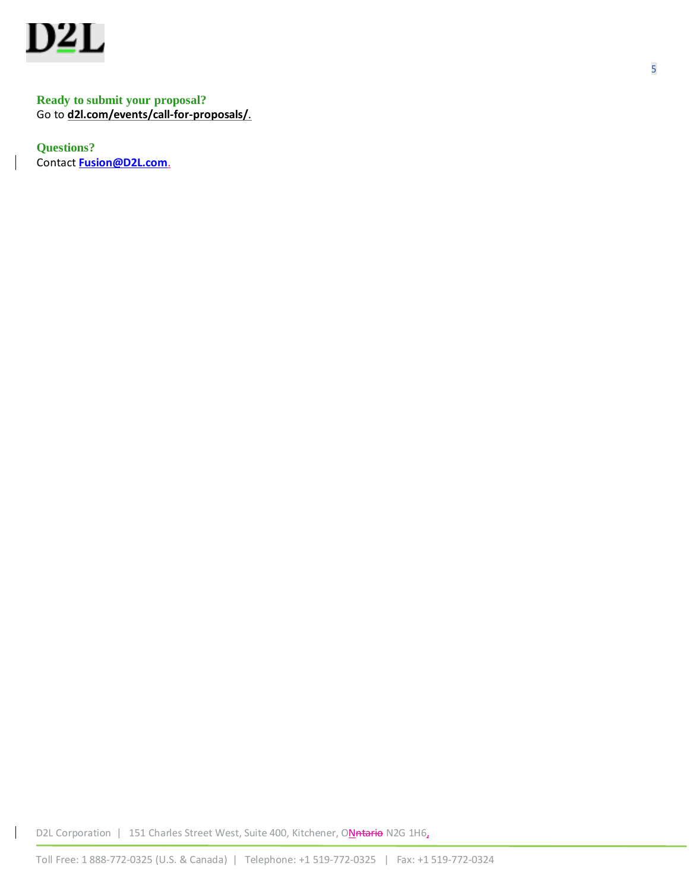### Ready to submit your proposal?

Go to **d2l.com/events/call-for-proposals/**.

### Questions?

Contact **Fusion@D2L.com**.